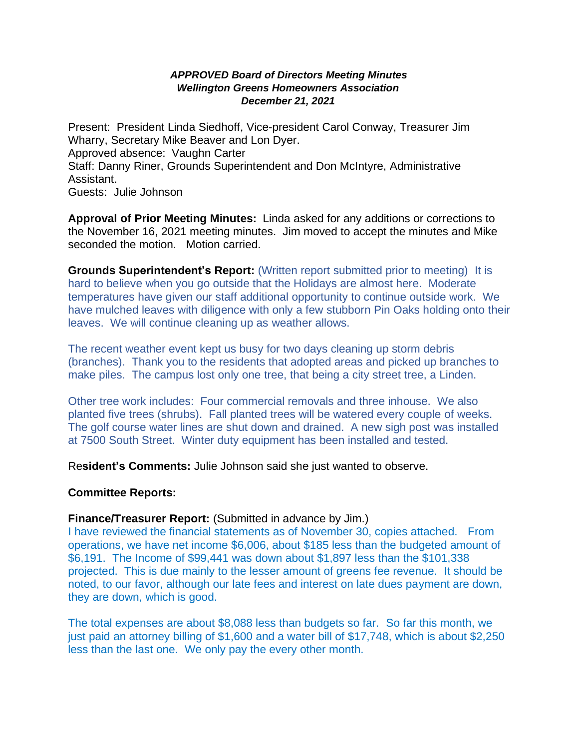***APPROVED Board of Directors Meeting Minutes***
***Wellington Greens Homeowners Association***
***December 21, 2021***

Present: President Linda Siedhoff, Vice-president Carol Conway, Treasurer Jim Wharry, Secretary Mike Beaver and Lon Dyer.
Approved absence: Vaughn Carter
Staff: Danny Riner, Grounds Superintendent and Don McIntyre, Administrative Assistant.
Guests: Julie Johnson

**Approval of Prior Meeting Minutes:** Linda asked for any additions or corrections to the November 16, 2021 meeting minutes. Jim moved to accept the minutes and Mike seconded the motion. Motion carried.

**Grounds Superintendent's Report:** (Written report submitted prior to meeting) It is hard to believe when you go outside that the Holidays are almost here. Moderate temperatures have given our staff additional opportunity to continue outside work. We have mulched leaves with diligence with only a few stubborn Pin Oaks holding onto their leaves. We will continue cleaning up as weather allows.

The recent weather event kept us busy for two days cleaning up storm debris (branches). Thank you to the residents that adopted areas and picked up branches to make piles. The campus lost only one tree, that being a city street tree, a Linden.

Other tree work includes: Four commercial removals and three inhouse. We also planted five trees (shrubs). Fall planted trees will be watered every couple of weeks. The golf course water lines are shut down and drained. A new sigh post was installed at 7500 South Street. Winter duty equipment has been installed and tested.

Re**sident's Comments:** Julie Johnson said she just wanted to observe.

**Committee Reports:**

**Finance/Treasurer Report:** (Submitted in advance by Jim.)
I have reviewed the financial statements as of November 30, copies attached. From operations, we have net income $6,006, about $185 less than the budgeted amount of $6,191. The Income of $99,441 was down about $1,897 less than the $101,338 projected. This is due mainly to the lesser amount of greens fee revenue. It should be noted, to our favor, although our late fees and interest on late dues payment are down, they are down, which is good.

The total expenses are about $8,088 less than budgets so far. So far this month, we just paid an attorney billing of $1,600 and a water bill of $17,748, which is about $2,250 less than the last one. We only pay the every other month.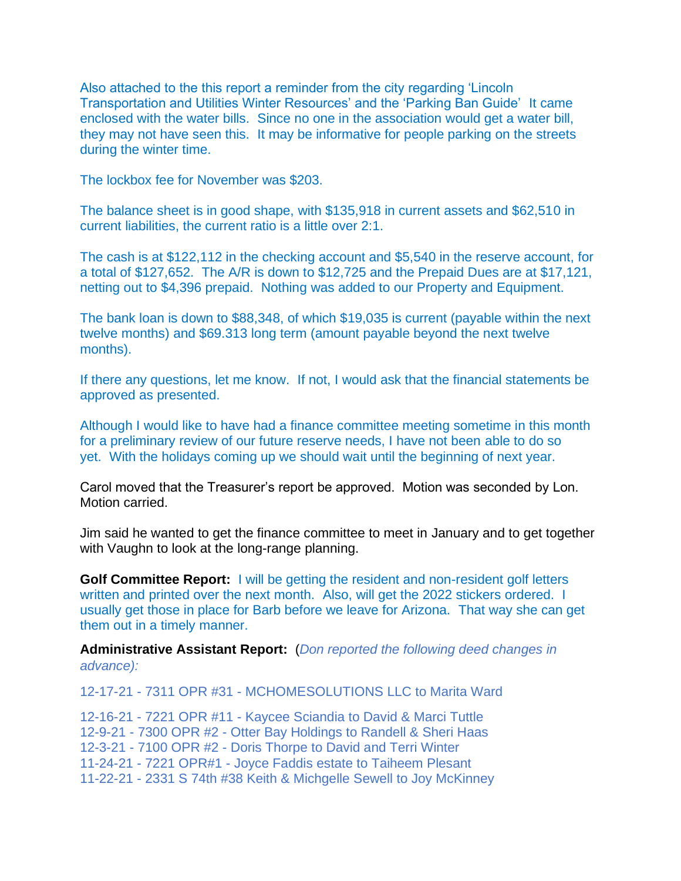Also attached to the this report a reminder from the city regarding 'Lincoln Transportation and Utilities Winter Resources' and the 'Parking Ban Guide' It came enclosed with the water bills. Since no one in the association would get a water bill, they may not have seen this. It may be informative for people parking on the streets during the winter time.

The lockbox fee for November was $203.

The balance sheet is in good shape, with $135,918 in current assets and $62,510 in current liabilities, the current ratio is a little over 2:1.

The cash is at $122,112 in the checking account and $5,540 in the reserve account, for a total of $127,652. The A/R is down to $12,725 and the Prepaid Dues are at $17,121, netting out to $4,396 prepaid. Nothing was added to our Property and Equipment.

The bank loan is down to $88,348, of which $19,035 is current (payable within the next twelve months) and $69.313 long term (amount payable beyond the next twelve months).

If there any questions, let me know. If not, I would ask that the financial statements be approved as presented.

Although I would like to have had a finance committee meeting sometime in this month for a preliminary review of our future reserve needs, I have not been able to do so yet. With the holidays coming up we should wait until the beginning of next year.

Carol moved that the Treasurer's report be approved. Motion was seconded by Lon. Motion carried.

Jim said he wanted to get the finance committee to meet in January and to get together with Vaughn to look at the long-range planning.

**Golf Committee Report:** I will be getting the resident and non-resident golf letters written and printed over the next month. Also, will get the 2022 stickers ordered. I usually get those in place for Barb before we leave for Arizona. That way she can get them out in a timely manner.

**Administrative Assistant Report:** (*Don reported the following deed changes in advance):*

12-17-21 - 7311 OPR #31 - MCHOMESOLUTIONS LLC to Marita Ward

12-16-21 - 7221 OPR #11 - Kaycee Sciandia to David & Marci Tuttle
12-9-21 - 7300 OPR #2 - Otter Bay Holdings to Randell & Sheri Haas
12-3-21 - 7100 OPR #2 - Doris Thorpe to David and Terri Winter
11-24-21 - 7221 OPR#1 - Joyce Faddis estate to Taiheem Plesant
11-22-21 - 2331 S 74th #38 Keith & Michgelle Sewell to Joy McKinney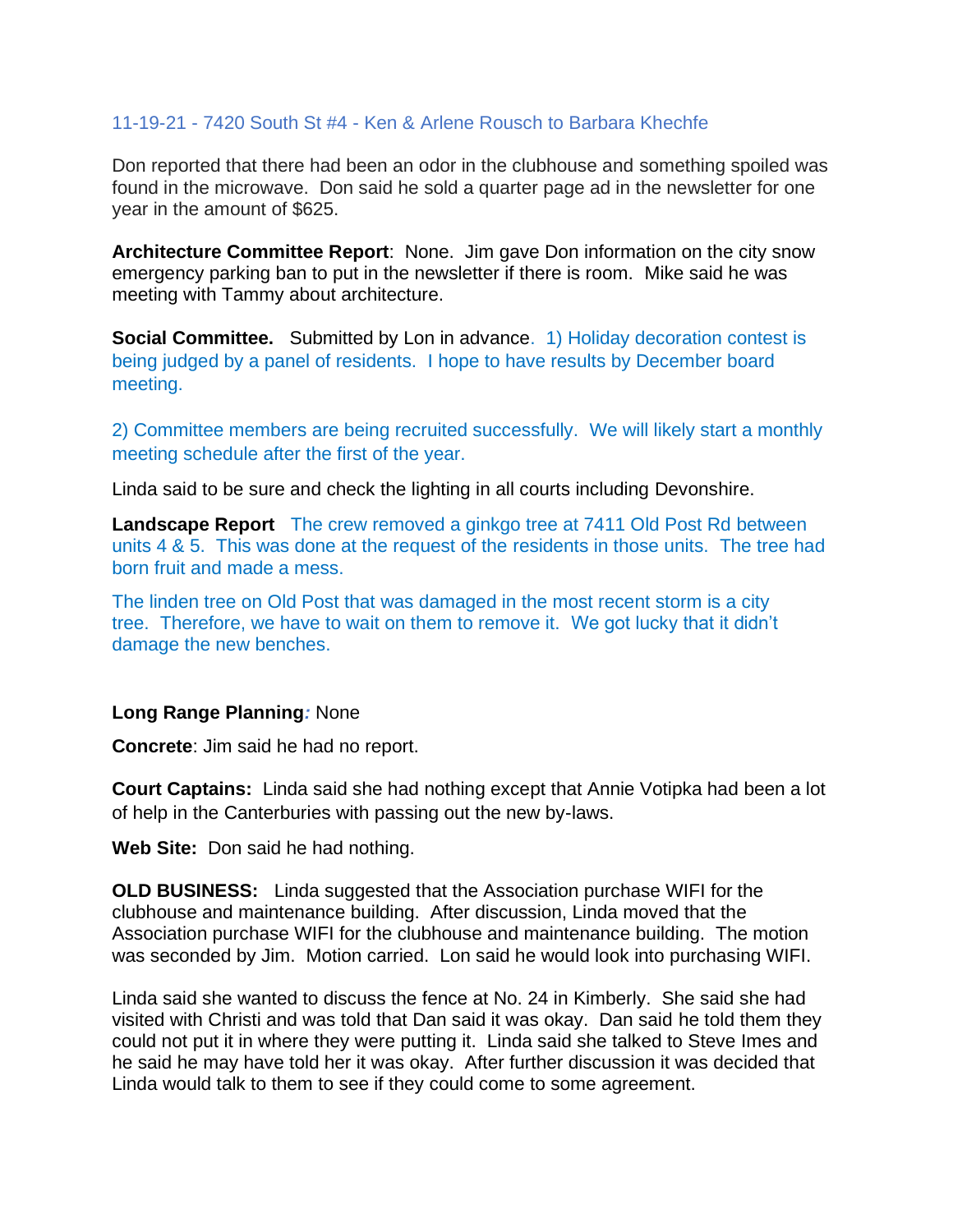11-19-21 - 7420 South St #4 - Ken & Arlene Rousch to Barbara Khechfe

Don reported that there had been an odor in the clubhouse and something spoiled was found in the microwave. Don said he sold a quarter page ad in the newsletter for one year in the amount of $625.

**Architecture Committee Report**: None. Jim gave Don information on the city snow emergency parking ban to put in the newsletter if there is room. Mike said he was meeting with Tammy about architecture.

**Social Committee.** Submitted by Lon in advance. 1) Holiday decoration contest is being judged by a panel of residents. I hope to have results by December board meeting.

2) Committee members are being recruited successfully. We will likely start a monthly meeting schedule after the first of the year.

Linda said to be sure and check the lighting in all courts including Devonshire.

**Landscape Report** The crew removed a ginkgo tree at 7411 Old Post Rd between units 4 & 5. This was done at the request of the residents in those units. The tree had born fruit and made a mess.

The linden tree on Old Post that was damaged in the most recent storm is a city tree. Therefore, we have to wait on them to remove it. We got lucky that it didn't damage the new benches.

**Long Range Planning***:* None

**Concrete**: Jim said he had no report.

**Court Captains:** Linda said she had nothing except that Annie Votipka had been a lot of help in the Canterburies with passing out the new by-laws.

**Web Site:** Don said he had nothing.

**OLD BUSINESS:** Linda suggested that the Association purchase WIFI for the clubhouse and maintenance building. After discussion, Linda moved that the Association purchase WIFI for the clubhouse and maintenance building. The motion was seconded by Jim. Motion carried. Lon said he would look into purchasing WIFI.

Linda said she wanted to discuss the fence at No. 24 in Kimberly. She said she had visited with Christi and was told that Dan said it was okay. Dan said he told them they could not put it in where they were putting it. Linda said she talked to Steve Imes and he said he may have told her it was okay. After further discussion it was decided that Linda would talk to them to see if they could come to some agreement.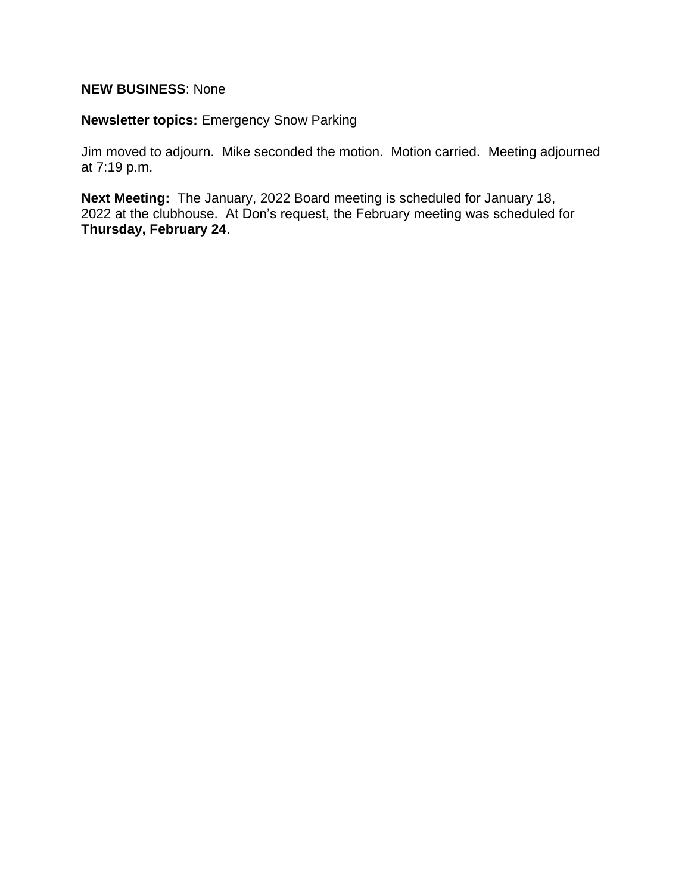**NEW BUSINESS**: None

**Newsletter topics:** Emergency Snow Parking

Jim moved to adjourn. Mike seconded the motion. Motion carried. Meeting adjourned at 7:19 p.m.

**Next Meeting:** The January, 2022 Board meeting is scheduled for January 18, 2022 at the clubhouse. At Don's request, the February meeting was scheduled for **Thursday, February 24**.